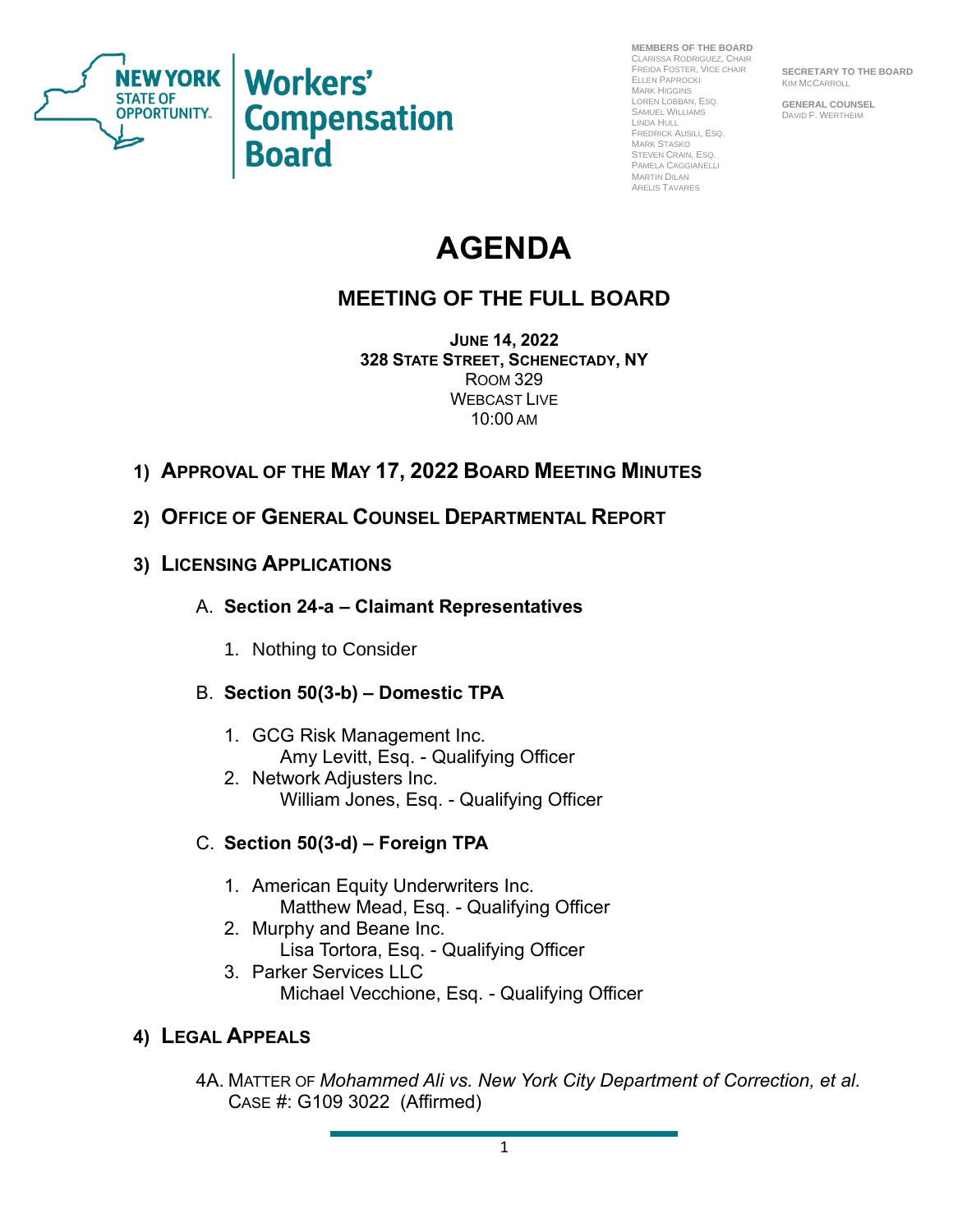NEW YORK STATE OF OPPORTUNITY. | Workers' Compensation Board

**MEMBERS OF THE BOARD**
CLARISSA RODRIGUEZ, CHAIR
FREIDA FOSTER, VICE CHAIR
ELLEN PAPROCKI
MARK HIGGINS
LOREN LOBBAN, ESQ.
SAMUEL WILLIAMS
LINDA HULL
FREDRICK AUSILI, ESQ.
MARK STASKO
STEVEN CRAIN, ESQ.
PAMELA CAGGIANELLI
MARTIN DILAN
ARELIS TAVARES

**SECRETARY TO THE BOARD**
KIM MCCARROLL

**GENERAL COUNSEL**
DAVID F. WERTHEIM

# AGENDA

## MEETING OF THE FULL BOARD

**JUNE 14, 2022**
**328 STATE STREET, SCHENECTADY, NY**
ROOM 329
WEBCAST LIVE
10:00 AM

1) **APPROVAL OF THE MAY 17, 2022 BOARD MEETING MINUTES**

2) **OFFICE OF GENERAL COUNSEL DEPARTMENTAL REPORT**

3) **LICENSING APPLICATIONS**

   A. **Section 24-a – Claimant Representatives**

      1. Nothing to Consider

   B. **Section 50(3-b) – Domestic TPA**

      1. GCG Risk Management Inc.
         Amy Levitt, Esq. - Qualifying Officer
      2. Network Adjusters Inc.
         William Jones, Esq. - Qualifying Officer

   C. **Section 50(3-d) – Foreign TPA**

      1. American Equity Underwriters Inc.
         Matthew Mead, Esq. - Qualifying Officer
      2. Murphy and Beane Inc.
         Lisa Tortora, Esq. - Qualifying Officer
      3. Parker Services LLC
         Michael Vecchione, Esq. - Qualifying Officer

4) **LEGAL APPEALS**

   4A. MATTER OF *Mohammed Ali vs. New York City Department of Correction, et al.*
   CASE #: G109 3022 (Affirmed)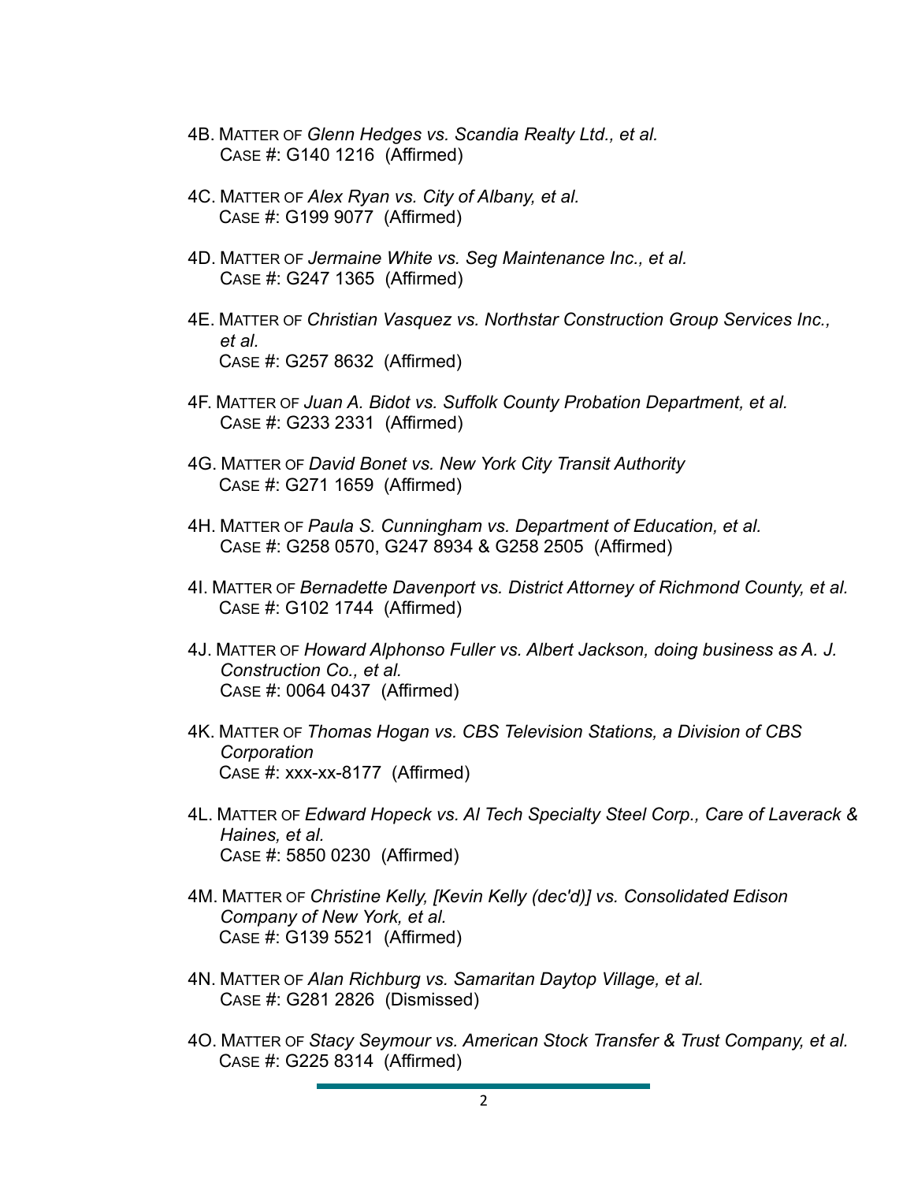4B. MATTER OF *Glenn Hedges vs. Scandia Realty Ltd., et al.*
CASE #: G140 1216 (Affirmed)

4C. MATTER OF *Alex Ryan vs. City of Albany, et al.*
CASE #: G199 9077 (Affirmed)

4D. MATTER OF *Jermaine White vs. Seg Maintenance Inc., et al.*
CASE #: G247 1365 (Affirmed)

4E. MATTER OF *Christian Vasquez vs. Northstar Construction Group Services Inc., et al.*
CASE #: G257 8632 (Affirmed)

4F. MATTER OF *Juan A. Bidot vs. Suffolk County Probation Department, et al.*
CASE #: G233 2331 (Affirmed)

4G. MATTER OF *David Bonet vs. New York City Transit Authority*
CASE #: G271 1659 (Affirmed)

4H. MATTER OF *Paula S. Cunningham vs. Department of Education, et al.*
CASE #: G258 0570, G247 8934 & G258 2505 (Affirmed)

4I. MATTER OF *Bernadette Davenport vs. District Attorney of Richmond County, et al.*
CASE #: G102 1744 (Affirmed)

4J. MATTER OF *Howard Alphonso Fuller vs. Albert Jackson, doing business as A. J. Construction Co., et al.*
CASE #: 0064 0437 (Affirmed)

4K. MATTER OF *Thomas Hogan vs. CBS Television Stations, a Division of CBS Corporation*
CASE #: xxx-xx-8177 (Affirmed)

4L. MATTER OF *Edward Hopeck vs. Al Tech Specialty Steel Corp., Care of Laverack & Haines, et al.*
CASE #: 5850 0230 (Affirmed)

4M. MATTER OF *Christine Kelly, [Kevin Kelly (dec'd)] vs. Consolidated Edison Company of New York, et al.*
CASE #: G139 5521 (Affirmed)

4N. MATTER OF *Alan Richburg vs. Samaritan Daytop Village, et al.*
CASE #: G281 2826 (Dismissed)

4O. MATTER OF *Stacy Seymour vs. American Stock Transfer & Trust Company, et al.*
CASE #: G225 8314 (Affirmed)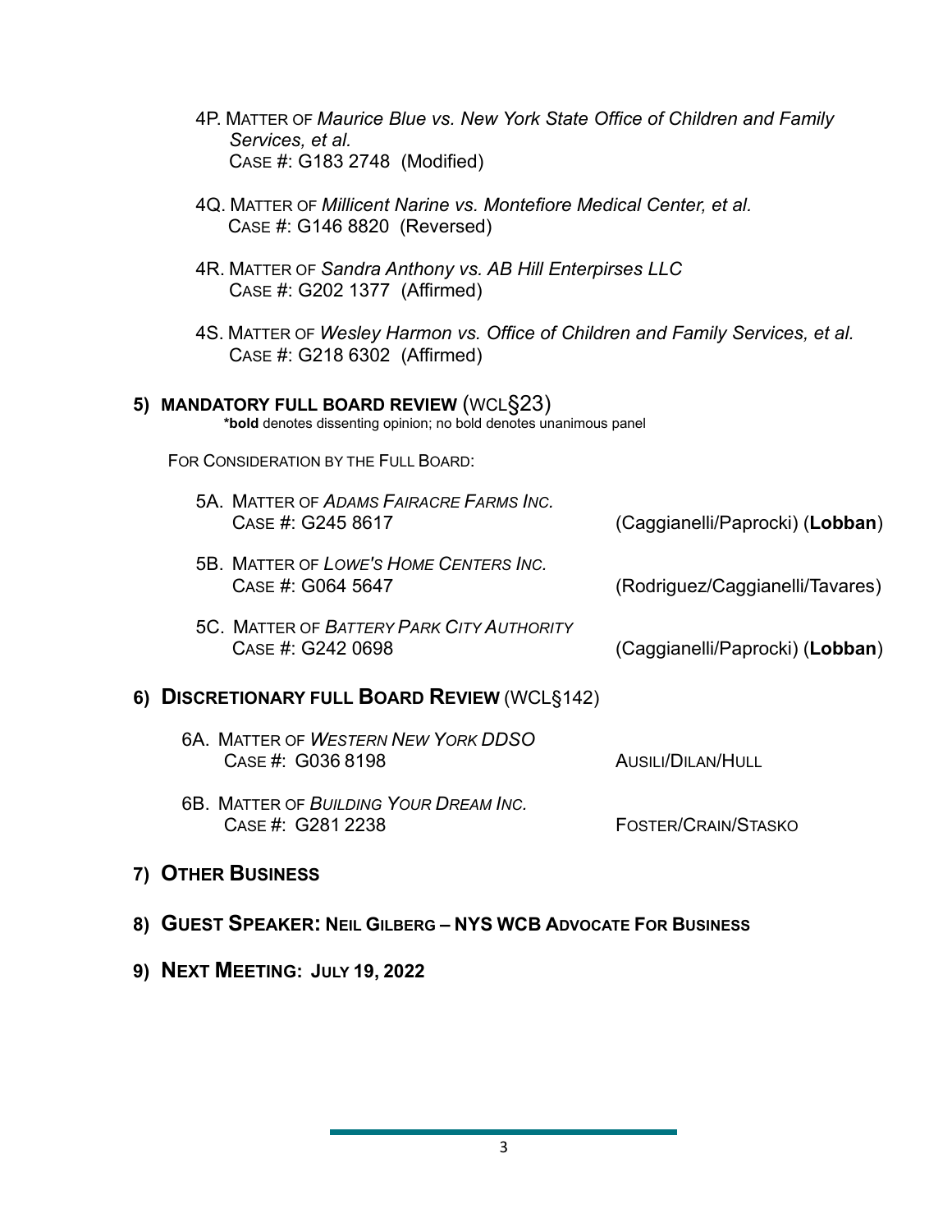4P. MATTER OF *Maurice Blue vs. New York State Office of Children and Family Services, et al.*
CASE #: G183 2748 (Modified)

4Q. MATTER OF *Millicent Narine vs. Montefiore Medical Center, et al.*
CASE #: G146 8820 (Reversed)

4R. MATTER OF *Sandra Anthony vs. AB Hill Enterpirses LLC*
CASE #: G202 1377 (Affirmed)

4S. MATTER OF *Wesley Harmon vs. Office of Children and Family Services, et al.*
CASE #: G218 6302 (Affirmed)

## 5) MANDATORY FULL BOARD REVIEW (WCL§23)

\***bold** denotes dissenting opinion; no bold denotes unanimous panel

FOR CONSIDERATION BY THE FULL BOARD:

5A. MATTER OF *ADAMS FAIRACRE FARMS INC.*
CASE #: G245 8617 — (Caggianelli/Paprocki) (**Lobban**)

5B. MATTER OF *LOWE'S HOME CENTERS INC.*
CASE #: G064 5647 — (Rodriguez/Caggianelli/Tavares)

5C. MATTER OF *BATTERY PARK CITY AUTHORITY*
CASE #: G242 0698 — (Caggianelli/Paprocki) (**Lobban**)

## 6) DISCRETIONARY FULL BOARD REVIEW (WCL§142)

6A. MATTER OF *WESTERN NEW YORK DDSO*
CASE #: G036 8198 — AUSILI/DILAN/HULL

6B. MATTER OF *BUILDING YOUR DREAM INC.*
CASE #: G281 2238 — FOSTER/CRAIN/STASKO

## 7) OTHER BUSINESS

## 8) GUEST SPEAKER: NEIL GILBERG – NYS WCB ADVOCATE FOR BUSINESS

## 9) NEXT MEETING: JULY 19, 2022